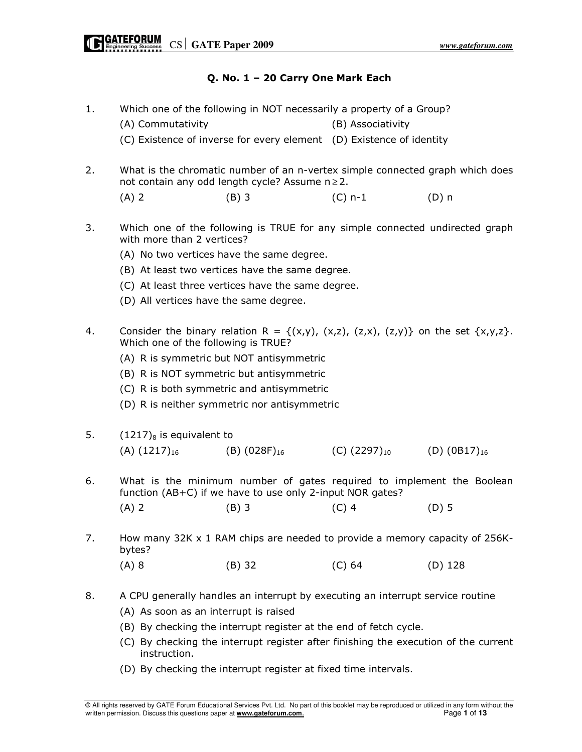## Q. No. 1 – 20 Carry One Mark Each

1. Which one of the following in NOT necessarily a property of a Group?

   (A) Commutativity
   (B) Associativity
   (C) Existence of inverse for every element
   (D) Existence of identity

2. What is the chromatic number of an n-vertex simple connected graph which does not contain any odd length cycle? Assume $n \geq 2$.

   (A) 2
   (B) 3
   (C) n-1
   (D) n

3. Which one of the following is TRUE for any simple connected undirected graph with more than 2 vertices?

   (A) No two vertices have the same degree.
   (B) At least two vertices have the same degree.
   (C) At least three vertices have the same degree.
   (D) All vertices have the same degree.

4. Consider the binary relation R = {(x,y), (x,z), (z,x), (z,y)} on the set {x,y,z}. Which one of the following is TRUE?

   (A) R is symmetric but NOT antisymmetric
   (B) R is NOT symmetric but antisymmetric
   (C) R is both symmetric and antisymmetric
   (D) R is neither symmetric nor antisymmetric

5. $(1217)_8$ is equivalent to

   (A) $(1217)_{16}$
   (B) $(028F)_{16}$
   (C) $(2297)_{10}$
   (D) $(0B17)_{16}$

6. What is the minimum number of gates required to implement the Boolean function (AB+C) if we have to use only 2-input NOR gates?

   (A) 2
   (B) 3
   (C) 4
   (D) 5

7. How many 32K x 1 RAM chips are needed to provide a memory capacity of 256K-bytes?

   (A) 8
   (B) 32
   (C) 64
   (D) 128

8. A CPU generally handles an interrupt by executing an interrupt service routine

   (A) As soon as an interrupt is raised
   (B) By checking the interrupt register at the end of fetch cycle.
   (C) By checking the interrupt register after finishing the execution of the current instruction.
   (D) By checking the interrupt register at fixed time intervals.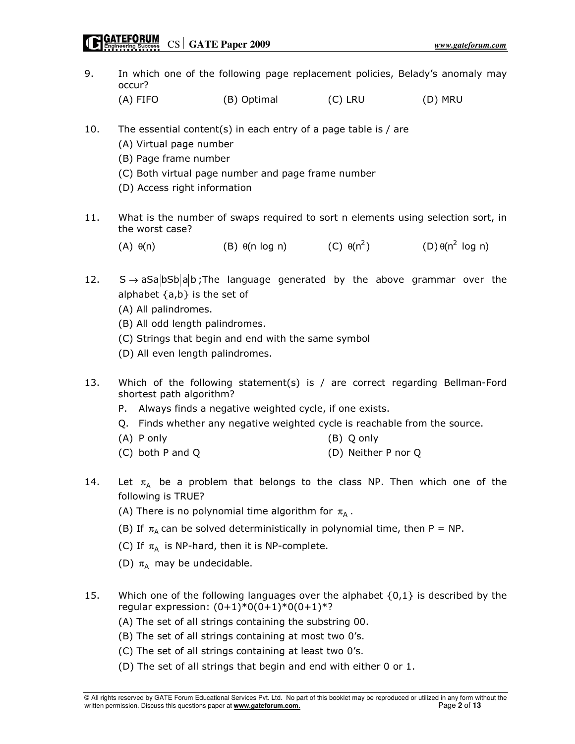9. In which one of the following page replacement policies, Belady's anomaly may occur?

   (A) FIFO (B) Optimal (C) LRU (D) MRU

10. The essential content(s) in each entry of a page table is / are

    (A) Virtual page number

    (B) Page frame number

    (C) Both virtual page number and page frame number

    (D) Access right information

11. What is the number of swaps required to sort n elements using selection sort, in the worst case?

    (A) $\theta(n)$ (B) $\theta(n \log n)$ (C) $\theta(n^2)$ (D) $\theta(n^2 \log n)$

12. $S \rightarrow aSa|bSb|a|b$ ;The language generated by the above grammar over the alphabet {a,b} is the set of

    (A) All palindromes.

    (B) All odd length palindromes.

    (C) Strings that begin and end with the same symbol

    (D) All even length palindromes.

13. Which of the following statement(s) is / are correct regarding Bellman-Ford shortest path algorithm?

    P. Always finds a negative weighted cycle, if one exists.

    Q. Finds whether any negative weighted cycle is reachable from the source.

    (A) P only (B) Q only

    (C) both P and Q (D) Neither P nor Q

14. Let $\pi_A$ be a problem that belongs to the class NP. Then which one of the following is TRUE?

    (A) There is no polynomial time algorithm for $\pi_A$.

    (B) If $\pi_A$ can be solved deterministically in polynomial time, then P = NP.

    (C) If $\pi_A$ is NP-hard, then it is NP-complete.

    (D) $\pi_A$ may be undecidable.

15. Which one of the following languages over the alphabet {0,1} is described by the regular expression: (0+1)*0(0+1)*0(0+1)*?

    (A) The set of all strings containing the substring 00.

    (B) The set of all strings containing at most two 0's.

    (C) The set of all strings containing at least two 0's.

    (D) The set of all strings that begin and end with either 0 or 1.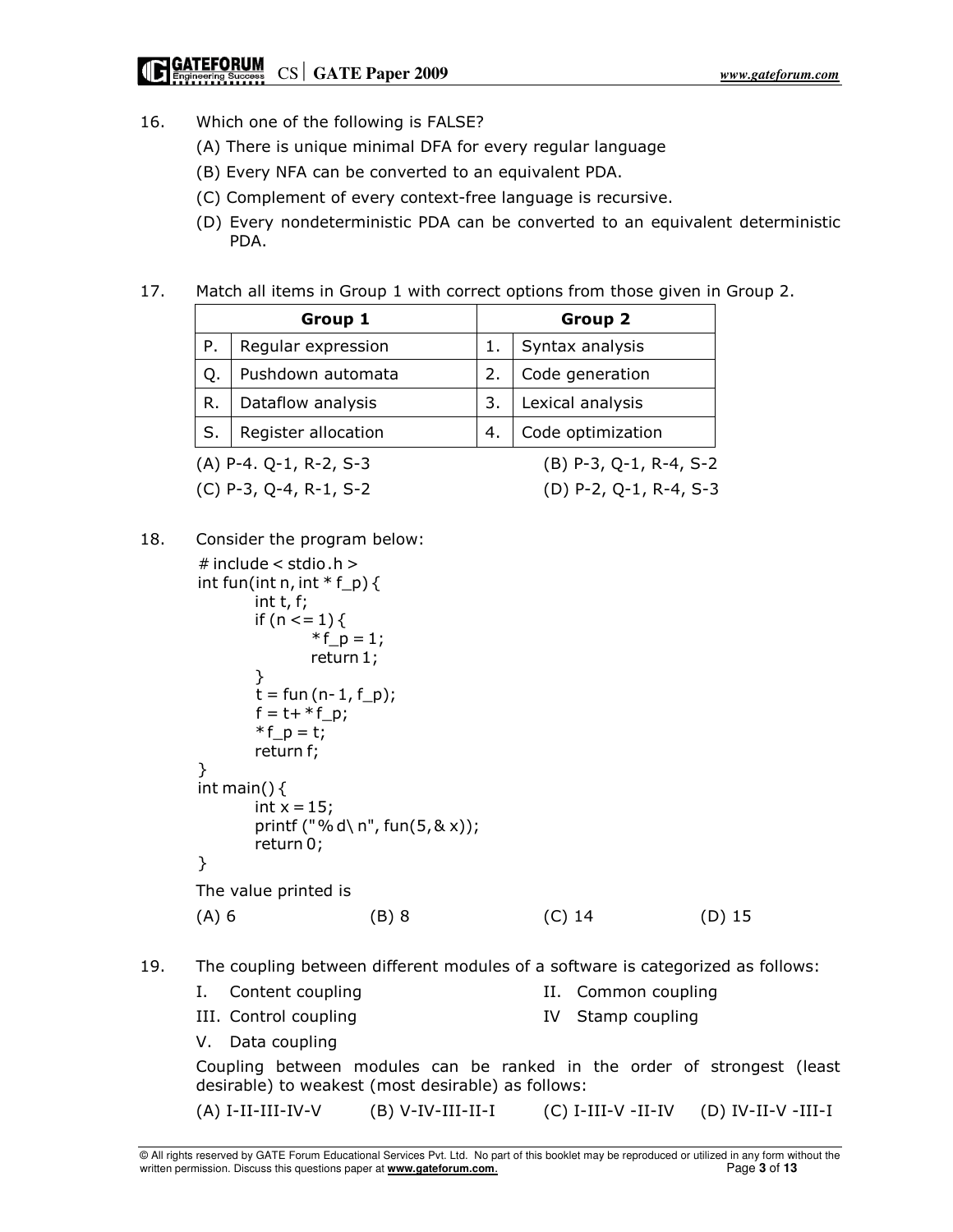16. Which one of the following is FALSE?

    (A) There is unique minimal DFA for every regular language

    (B) Every NFA can be converted to an equivalent PDA.

    (C) Complement of every context-free language is recursive.

    (D) Every nondeterministic PDA can be converted to an equivalent deterministic PDA.

17. Match all items in Group 1 with correct options from those given in Group 2.

| Group 1 | | Group 2 | |
|---|---|---|---|
| P. | Regular expression | 1. | Syntax analysis |
| Q. | Pushdown automata | 2. | Code generation |
| R. | Dataflow analysis | 3. | Lexical analysis |
| S. | Register allocation | 4. | Code optimization |

(A) P-4. Q-1, R-2, S-3 (B) P-3, Q-1, R-4, S-2

(C) P-3, Q-4, R-1, S-2 (D) P-2, Q-1, R-4, S-3

18. Consider the program below:

```
# include < stdio.h >
int fun(int n, int * f_p) {
        int t, f;
        if (n <= 1) {
                * f_p = 1;
                return 1;
        }
        t = fun (n- 1, f_p);
        f = t+ * f_p;
        * f_p = t;
        return f;
}
int main() {
        int x = 15;
        printf ("% d\ n", fun(5, & x));
        return 0;
}
```

The value printed is

(A) 6 (B) 8 (C) 14 (D) 15

19. The coupling between different modules of a software is categorized as follows:

    I. Content coupling II. Common coupling

    III. Control coupling IV Stamp coupling

    V. Data coupling

    Coupling between modules can be ranked in the order of strongest (least desirable) to weakest (most desirable) as follows:

    (A) I-II-III-IV-V (B) V-IV-III-II-I (C) I-III-V -II-IV (D) IV-II-V -III-I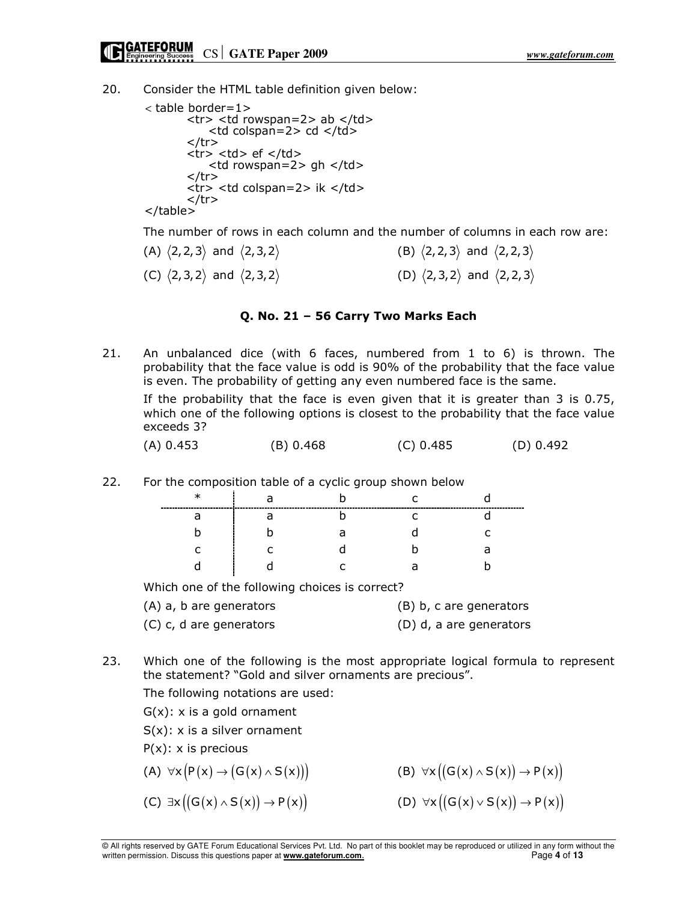20. Consider the HTML table definition given below:

```
< table border=1>
    <tr> <td rowspan=2> ab </td>
        <td colspan=2> cd </td>
    </tr>
    <tr> <td> ef </td>
        <td rowspan=2> gh </td>
    </tr>
    <tr> <td colspan=2> ik </td>
    </tr>
</table>
```

The number of rows in each column and the number of columns in each row are:

(A) $\langle 2,2,3 \rangle$ and $\langle 2,3,2 \rangle$ (B) $\langle 2,2,3 \rangle$ and $\langle 2,2,3 \rangle$

(C) $\langle 2,3,2 \rangle$ and $\langle 2,3,2 \rangle$ (D) $\langle 2,3,2 \rangle$ and $\langle 2,2,3 \rangle$

### Q. No. 21 – 56 Carry Two Marks Each

21. An unbalanced dice (with 6 faces, numbered from 1 to 6) is thrown. The probability that the face value is odd is 90% of the probability that the face value is even. The probability of getting any even numbered face is the same.

If the probability that the face is even given that it is greater than 3 is 0.75, which one of the following options is closest to the probability that the face value exceeds 3?

(A) 0.453 (B) 0.468 (C) 0.485 (D) 0.492

22. For the composition table of a cyclic group shown below

| * | a | b | c | d |
|---|---|---|---|---|
| a | a | b | c | d |
| b | b | a | d | c |
| c | c | d | b | a |
| d | d | c | a | b |

Which one of the following choices is correct?

(A) a, b are generators (B) b, c are generators

(C) c, d are generators (D) d, a are generators

23. Which one of the following is the most appropriate logical formula to represent the statement? "Gold and silver ornaments are precious".

The following notations are used:

$G(x)$: x is a gold ornament

$S(x)$: x is a silver ornament

$P(x)$: x is precious

(A) $\forall x \left( P(x) \rightarrow \left( G(x) \wedge S(x) \right) \right)$ (B) $\forall x \left( \left( G(x) \wedge S(x) \right) \rightarrow P(x) \right)$

(C) $\exists x \left( \left( G(x) \wedge S(x) \right) \rightarrow P(x) \right)$ (D) $\forall x \left( \left( G(x) \vee S(x) \right) \rightarrow P(x) \right)$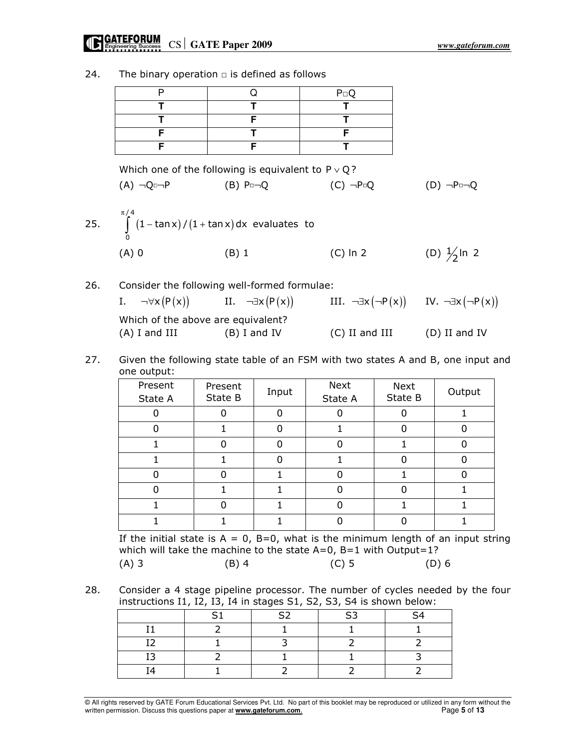24. The binary operation $\square$ is defined as follows

| P | Q | P$\square$Q |
|---|---|---|
| **T** | **T** | **T** |
| **T** | **F** | **T** |
| **F** | **T** | **F** |
| **F** | **F** | **T** |

Which one of the following is equivalent to $P \vee Q$?

(A) $\neg Q \square \neg P$ (B) $P \square \neg Q$ (C) $\neg P \square Q$ (D) $\neg P \square \neg Q$

25. $\int_0^{\pi/4} (1 - \tan x)/(1 + \tan x)\, dx$ evaluates to

(A) 0 (B) 1 (C) ln 2 (D) $\frac{1}{2}\ln 2$

26. Consider the following well-formed formulae:

I. $\neg\forall x(P(x))$ II. $\neg\exists x(P(x))$ III. $\neg\exists x(\neg P(x))$ IV. $\neg\exists x(\neg P(x))$

Which of the above are equivalent?

(A) I and III (B) I and IV (C) II and III (D) II and IV

27. Given the following state table of an FSM with two states A and B, one input and one output:

| Present State A | Present State B | Input | Next State A | Next State B | Output |
|---|---|---|---|---|---|
| 0 | 0 | 0 | 0 | 0 | 1 |
| 0 | 1 | 0 | 1 | 0 | 0 |
| 1 | 0 | 0 | 0 | 1 | 0 |
| 1 | 1 | 0 | 1 | 0 | 0 |
| 0 | 0 | 1 | 0 | 1 | 0 |
| 0 | 1 | 1 | 0 | 0 | 1 |
| 1 | 0 | 1 | 0 | 1 | 1 |
| 1 | 1 | 1 | 0 | 0 | 1 |

If the initial state is A = 0, B=0, what is the minimum length of an input string which will take the machine to the state A=0, B=1 with Output=1?

(A) 3 (B) 4 (C) 5 (D) 6

28. Consider a 4 stage pipeline processor. The number of cycles needed by the four instructions I1, I2, I3, I4 in stages S1, S2, S3, S4 is shown below:

| | S1 | S2 | S3 | S4 |
|---|---|---|---|---|
| I1 | 2 | 1 | 1 | 1 |
| I2 | 1 | 3 | 2 | 2 |
| I3 | 2 | 1 | 1 | 3 |
| I4 | 1 | 2 | 2 | 2 |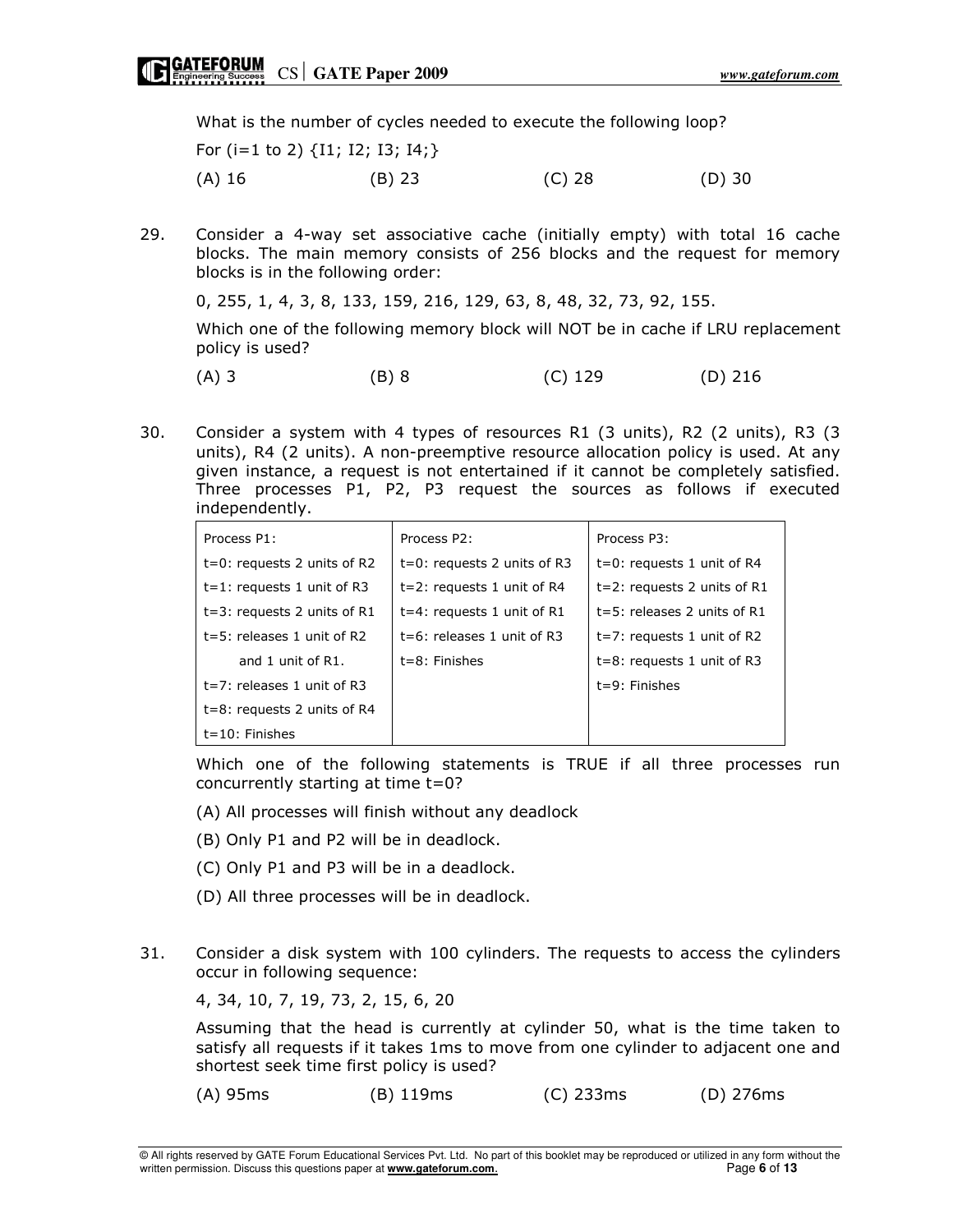What is the number of cycles needed to execute the following loop?

For (i=1 to 2) {I1; I2; I3; I4;}

(A) 16 (B) 23 (C) 28 (D) 30

29. Consider a 4-way set associative cache (initially empty) with total 16 cache blocks. The main memory consists of 256 blocks and the request for memory blocks is in the following order:

0, 255, 1, 4, 3, 8, 133, 159, 216, 129, 63, 8, 48, 32, 73, 92, 155.

Which one of the following memory block will NOT be in cache if LRU replacement policy is used?

(A) 3 (B) 8 (C) 129 (D) 216

30. Consider a system with 4 types of resources R1 (3 units), R2 (2 units), R3 (3 units), R4 (2 units). A non-preemptive resource allocation policy is used. At any given instance, a request is not entertained if it cannot be completely satisfied. Three processes P1, P2, P3 request the sources as follows if executed independently.

| Process P1: | Process P2: | Process P3: |
|---|---|---|
| t=0: requests 2 units of R2 | t=0: requests 2 units of R3 | t=0: requests 1 unit of R4 |
| t=1: requests 1 unit of R3 | t=2: requests 1 unit of R4 | t=2: requests 2 units of R1 |
| t=3: requests 2 units of R1 | t=4: requests 1 unit of R1 | t=5: releases 2 units of R1 |
| t=5: releases 1 unit of R2 and 1 unit of R1. | t=6: releases 1 unit of R3 | t=7: requests 1 unit of R2 |
| t=7: releases 1 unit of R3 | t=8: Finishes | t=8: requests 1 unit of R3 |
| t=8: requests 2 units of R4 | | t=9: Finishes |
| t=10: Finishes | | |

Which one of the following statements is TRUE if all three processes run concurrently starting at time t=0?

(A) All processes will finish without any deadlock

(B) Only P1 and P2 will be in deadlock.

(C) Only P1 and P3 will be in a deadlock.

(D) All three processes will be in deadlock.

31. Consider a disk system with 100 cylinders. The requests to access the cylinders occur in following sequence:

4, 34, 10, 7, 19, 73, 2, 15, 6, 20

Assuming that the head is currently at cylinder 50, what is the time taken to satisfy all requests if it takes 1ms to move from one cylinder to adjacent one and shortest seek time first policy is used?

(A) 95ms (B) 119ms (C) 233ms (D) 276ms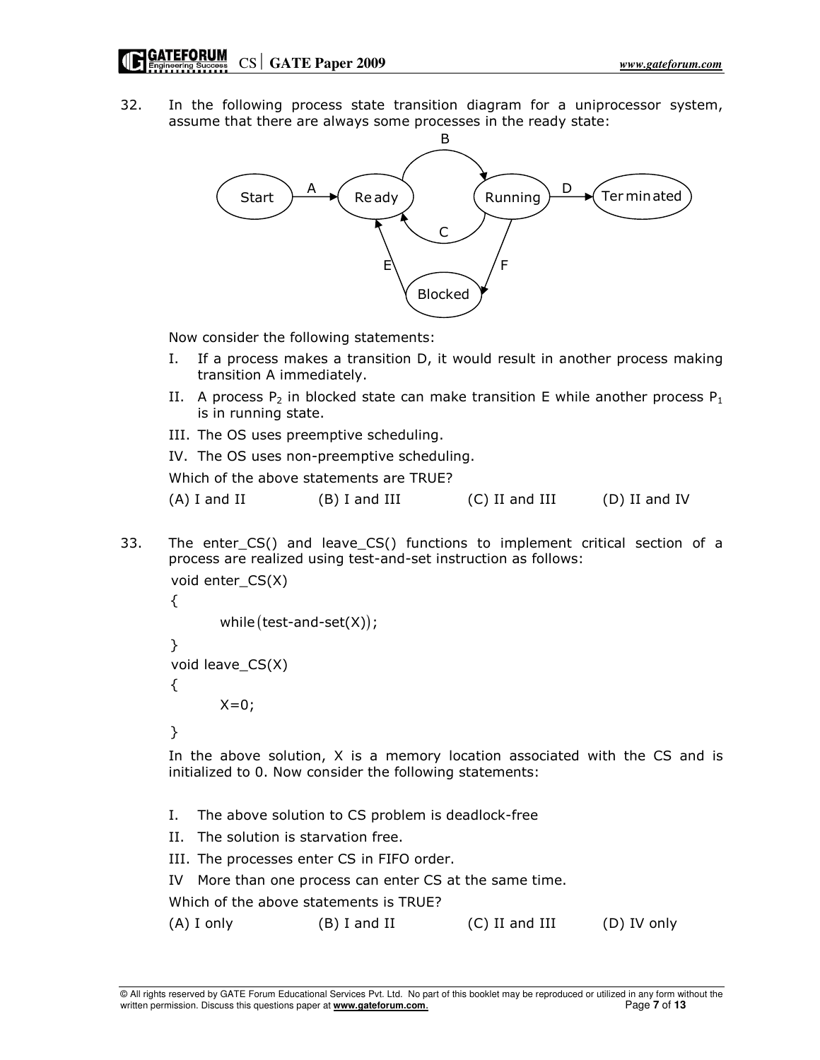32. In the following process state transition diagram for a uniprocessor system, assume that there are always some processes in the ready state:

Now consider the following statements:

I. If a process makes a transition D, it would result in another process making transition A immediately.

II. A process $P_2$ in blocked state can make transition E while another process $P_1$ is in running state.

III. The OS uses preemptive scheduling.

IV. The OS uses non-preemptive scheduling.

Which of the above statements are TRUE?

(A) I and II (B) I and III (C) II and III (D) II and IV

33. The enter_CS() and leave_CS() functions to implement critical section of a process are realized using test-and-set instruction as follows:

```
void enter_CS(X)
{
    while(test-and-set(X));
}
void leave_CS(X)
{
    X=0;
}
```

In the above solution, X is a memory location associated with the CS and is initialized to 0. Now consider the following statements:

I. The above solution to CS problem is deadlock-free

II. The solution is starvation free.

III. The processes enter CS in FIFO order.

IV More than one process can enter CS at the same time.

Which of the above statements is TRUE?

(A) I only (B) I and II (C) II and III (D) IV only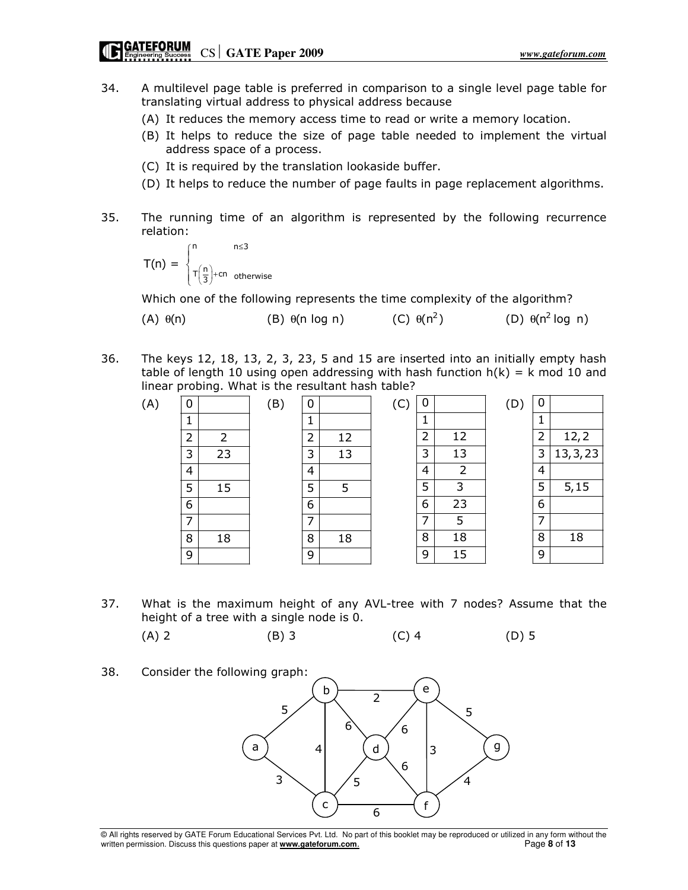34. A multilevel page table is preferred in comparison to a single level page table for translating virtual address to physical address because

(A) It reduces the memory access time to read or write a memory location.
(B) It helps to reduce the size of page table needed to implement the virtual address space of a process.
(C) It is required by the translation lookaside buffer.
(D) It helps to reduce the number of page faults in page replacement algorithms.

35. The running time of an algorithm is represented by the following recurrence relation:

$$T(n) = \begin{cases} n & n \leq 3 \\ T\left(\frac{n}{3}\right) + cn & \text{otherwise} \end{cases}$$

Which one of the following represents the time complexity of the algorithm?

(A) $\theta(n)$ (B) $\theta(n \log n)$ (C) $\theta(n^2)$ (D) $\theta(n^2 \log n)$

36. The keys 12, 18, 13, 2, 3, 23, 5 and 15 are inserted into an initially empty hash table of length 10 using open addressing with hash function $h(k) = k \bmod 10$ and linear probing. What is the resultant hash table?

(A)

| | |
|---|---|
| 0 | |
| 1 | |
| 2 | 2 |
| 3 | 23 |
| 4 | |
| 5 | 15 |
| 6 | |
| 7 | |
| 8 | 18 |
| 9 | |

(B)

| | |
|---|---|
| 0 | |
| 1 | |
| 2 | 12 |
| 3 | 13 |
| 4 | |
| 5 | 5 |
| 6 | |
| 7 | |
| 8 | 18 |
| 9 | |

(C)

| | |
|---|---|
| 0 | |
| 1 | |
| 2 | 12 |
| 3 | 13 |
| 4 | 2 |
| 5 | 3 |
| 6 | 23 |
| 7 | 5 |
| 8 | 18 |
| 9 | 15 |

(D)

| | |
|---|---|
| 0 | |
| 1 | |
| 2 | 12, 2 |
| 3 | 13, 3, 23 |
| 4 | |
| 5 | 5, 15 |
| 6 | |
| 7 | |
| 8 | 18 |
| 9 | |

37. What is the maximum height of any AVL-tree with 7 nodes? Assume that the height of a tree with a single node is 0.

(A) 2 (B) 3 (C) 4 (D) 5

38. Consider the following graph:

Edges: a–b (5), a–c (3), b–c (4), b–d (6), b–e (2), c–d (5), c–f (6), d–e (6), d–f (6), e–f (3), e–g (5), f–g (4)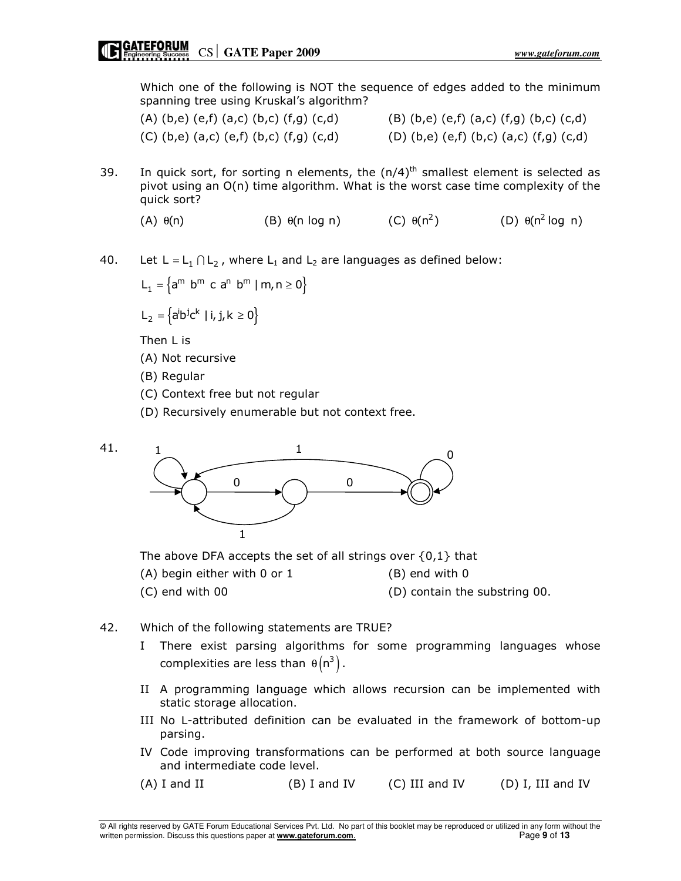Which one of the following is NOT the sequence of edges added to the minimum spanning tree using Kruskal's algorithm?

(A) (b,e) (e,f) (a,c) (b,c) (f,g) (c,d)  
(B) (b,e) (e,f) (a,c) (f,g) (b,c) (c,d)  
(C) (b,e) (a,c) (e,f) (b,c) (f,g) (c,d)  
(D) (b,e) (e,f) (b,c) (a,c) (f,g) (c,d)

39. In quick sort, for sorting n elements, the $(n/4)^{th}$ smallest element is selected as pivot using an O(n) time algorithm. What is the worst case time complexity of the quick sort?

(A) $\theta(n)$  
(B) $\theta(n \log n)$  
(C) $\theta(n^2)$  
(D) $\theta(n^2 \log n)$

40. Let $L = L_1 \cap L_2$, where $L_1$ and $L_2$ are languages as defined below:

$L_1 = \{a^m b^m c a^n b^m \mid m, n \ge 0\}$

$L_2 = \{a^i b^j c^k \mid i, j, k \ge 0\}$

Then L is

(A) Not recursive  
(B) Regular  
(C) Context free but not regular  
(D) Recursively enumerable but not context free.

41. (DFA diagram: three states; start state has a self-loop on 1 and goes to the middle state on 0; the middle state goes back to the start state on 1 and to the final (accepting) state on 0; the final state has a self-loop on 0 and goes back to the start state on 1.)

The above DFA accepts the set of all strings over {0,1} that

(A) begin either with 0 or 1  
(B) end with 0  
(C) end with 00  
(D) contain the substring 00.

42. Which of the following statements are TRUE?

I There exist parsing algorithms for some programming languages whose complexities are less than $\theta(n^3)$.

II A programming language which allows recursion can be implemented with static storage allocation.

III No L-attributed definition can be evaluated in the framework of bottom-up parsing.

IV Code improving transformations can be performed at both source language and intermediate code level.

(A) I and II  
(B) I and IV  
(C) III and IV  
(D) I, III and IV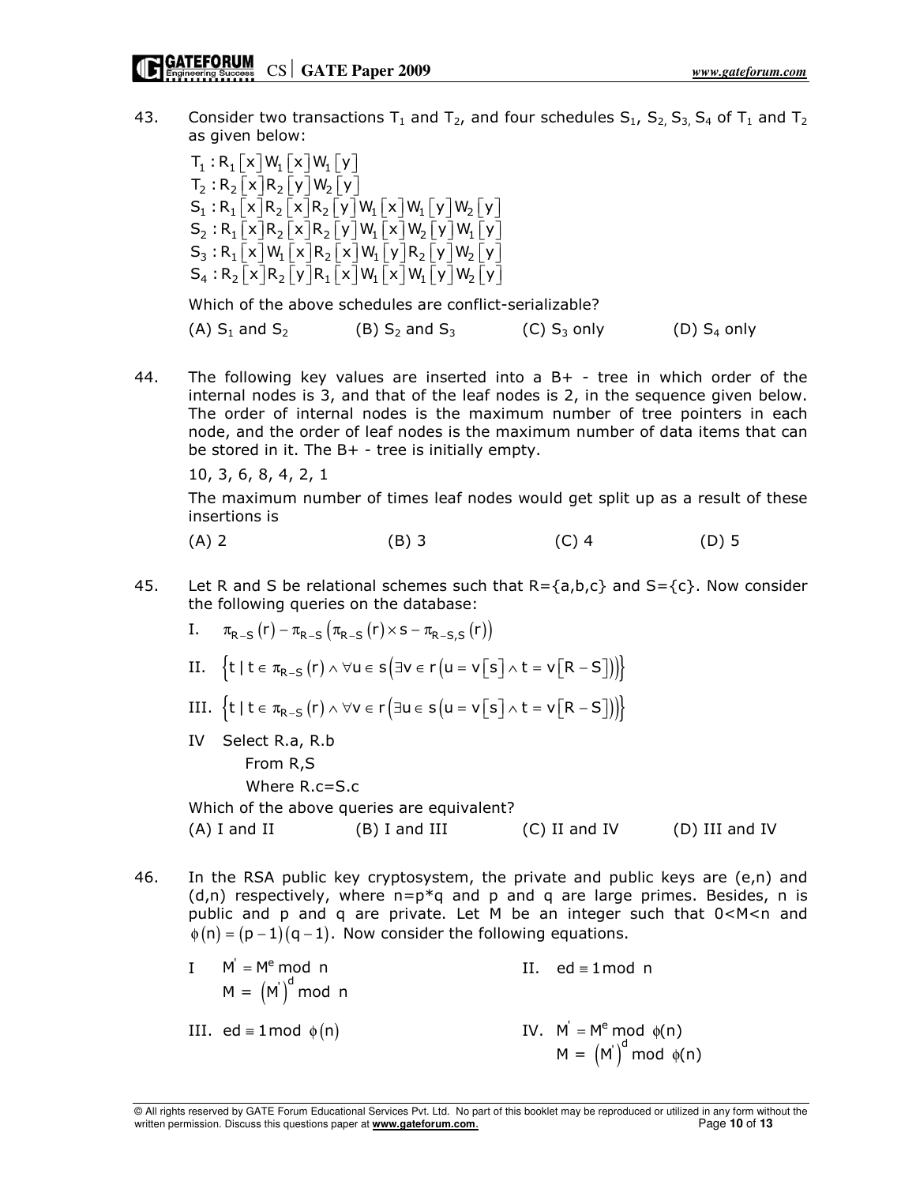43. Consider two transactions $T_1$ and $T_2$, and four schedules $S_1$, $S_2$, $S_3$, $S_4$ of $T_1$ and $T_2$ as given below:

$T_1 : R_1[x]W_1[x]W_1[y]$
$T_2 : R_2[x]R_2[y]W_2[y]$
$S_1 : R_1[x]R_2[x]R_2[y]W_1[x]W_1[y]W_2[y]$
$S_2 : R_1[x]R_2[x]R_2[y]W_1[x]W_2[y]W_1[y]$
$S_3 : R_1[x]W_1[x]R_2[x]W_1[y]R_2[y]W_2[y]$
$S_4 : R_2[x]R_2[y]R_1[x]W_1[x]W_1[y]W_2[y]$

Which of the above schedules are conflict-serializable?

(A) $S_1$ and $S_2$ (B) $S_2$ and $S_3$ (C) $S_3$ only (D) $S_4$ only

44. The following key values are inserted into a B+ - tree in which order of the internal nodes is 3, and that of the leaf nodes is 2, in the sequence given below. The order of internal nodes is the maximum number of tree pointers in each node, and the order of leaf nodes is the maximum number of data items that can be stored in it. The B+ - tree is initially empty.

10, 3, 6, 8, 4, 2, 1

The maximum number of times leaf nodes would get split up as a result of these insertions is

(A) 2 (B) 3 (C) 4 (D) 5

45. Let R and S be relational schemes such that R={a,b,c} and S={c}. Now consider the following queries on the database:

I. $\pi_{R-S}(r) - \pi_{R-S}\left(\pi_{R-S}(r) \times s - \pi_{R-S,S}(r)\right)$

II. $\left\{t \mid t \in \pi_{R-S}(r) \wedge \forall u \in s\left(\exists v \in r\left(u = v[s] \wedge t = v[R-S]\right)\right)\right\}$

III. $\left\{t \mid t \in \pi_{R-S}(r) \wedge \forall v \in r\left(\exists u \in s\left(u = v[s] \wedge t = v[R-S]\right)\right)\right\}$

IV Select R.a, R.b
From R,S
Where R.c=S.c

Which of the above queries are equivalent?

(A) I and II (B) I and III (C) II and IV (D) III and IV

46. In the RSA public key cryptosystem, the private and public keys are (e,n) and (d,n) respectively, where n=p*q and p and q are large primes. Besides, n is public and p and q are private. Let M be an integer such that 0<M<n and $\phi(n) = (p-1)(q-1)$. Now consider the following equations.

I $M' = M^e \bmod n$
$M = (M')^d \bmod n$

II. $ed \equiv 1 \bmod n$

III. $ed \equiv 1 \bmod \phi(n)$

IV. $M' = M^e \bmod \phi(n)$
$M = (M')^d \bmod \phi(n)$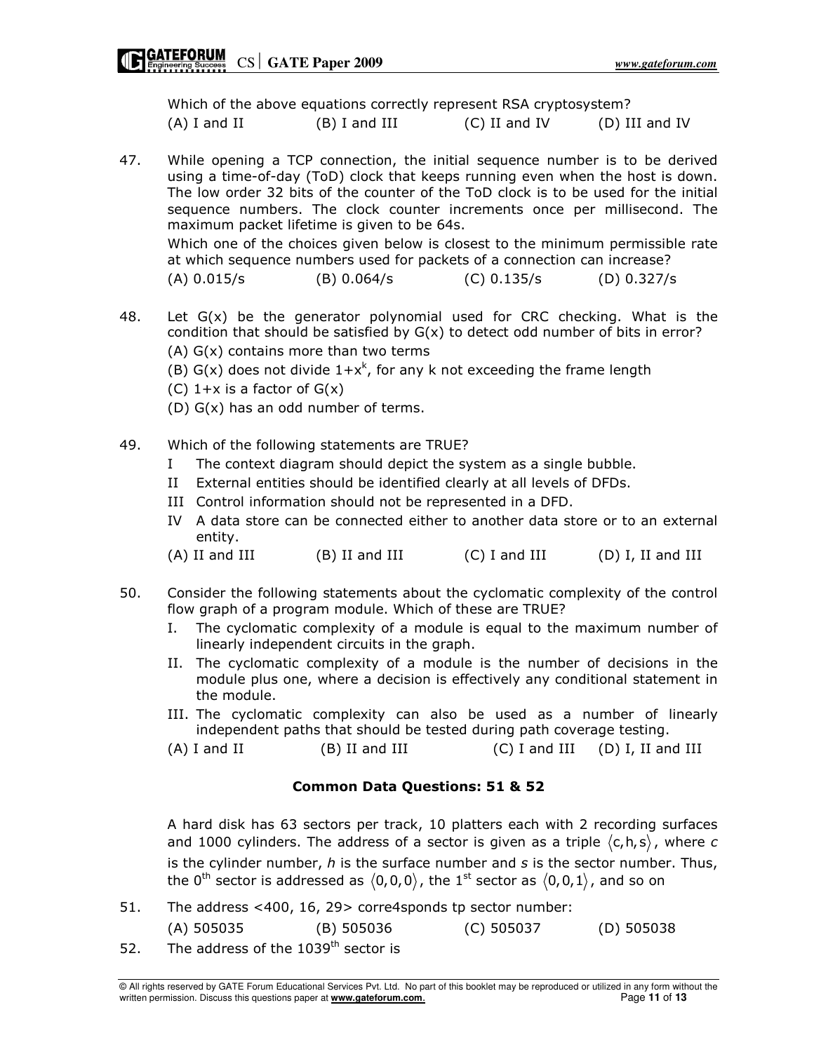Which of the above equations correctly represent RSA cryptosystem?

(A) I and II (B) I and III (C) II and IV (D) III and IV

47. While opening a TCP connection, the initial sequence number is to be derived using a time-of-day (ToD) clock that keeps running even when the host is down. The low order 32 bits of the counter of the ToD clock is to be used for the initial sequence numbers. The clock counter increments once per millisecond. The maximum packet lifetime is given to be 64s.

    Which one of the choices given below is closest to the minimum permissible rate at which sequence numbers used for packets of a connection can increase?

    (A) 0.015/s (B) 0.064/s (C) 0.135/s (D) 0.327/s

48. Let G(x) be the generator polynomial used for CRC checking. What is the condition that should be satisfied by G(x) to detect odd number of bits in error?

    (A) G(x) contains more than two terms

    (B) G(x) does not divide $1+x^k$, for any k not exceeding the frame length

    (C) 1+x is a factor of G(x)

    (D) G(x) has an odd number of terms.

49. Which of the following statements are TRUE?

    I The context diagram should depict the system as a single bubble.

    II External entities should be identified clearly at all levels of DFDs.

    III Control information should not be represented in a DFD.

    IV A data store can be connected either to another data store or to an external entity.

    (A) II and III (B) II and III (C) I and III (D) I, II and III

50. Consider the following statements about the cyclomatic complexity of the control flow graph of a program module. Which of these are TRUE?

    I. The cyclomatic complexity of a module is equal to the maximum number of linearly independent circuits in the graph.

    II. The cyclomatic complexity of a module is the number of decisions in the module plus one, where a decision is effectively any conditional statement in the module.

    III. The cyclomatic complexity can also be used as a number of linearly independent paths that should be tested during path coverage testing.

    (A) I and II (B) II and III (C) I and III (D) I, II and III

**Common Data Questions: 51 & 52**

A hard disk has 63 sectors per track, 10 platters each with 2 recording surfaces and 1000 cylinders. The address of a sector is given as a triple $\langle c, h, s \rangle$, where *c* is the cylinder number, *h* is the surface number and *s* is the sector number. Thus, the $0^{th}$ sector is addressed as $\langle 0, 0, 0 \rangle$, the $1^{st}$ sector as $\langle 0, 0, 1 \rangle$, and so on

51. The address <400, 16, 29> corre4sponds tp sector number:

    (A) 505035 (B) 505036 (C) 505037 (D) 505038

52. The address of the $1039^{th}$ sector is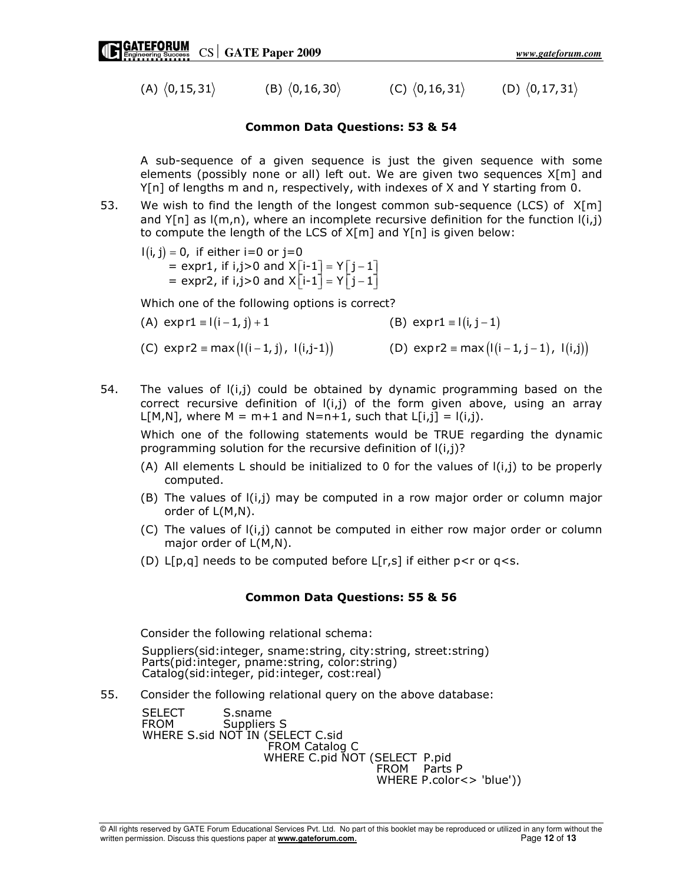(A) $\langle 0,15,31\rangle$ (B) $\langle 0,16,30\rangle$ (C) $\langle 0,16,31\rangle$ (D) $\langle 0,17,31\rangle$

### Common Data Questions: 53 & 54

A sub-sequence of a given sequence is just the given sequence with some elements (possibly none or all) left out. We are given two sequences X[m] and Y[n] of lengths m and n, respectively, with indexes of X and Y starting from 0.

53. We wish to find the length of the longest common sub-sequence (LCS) of X[m] and Y[n] as l(m,n), where an incomplete recursive definition for the function l(i,j) to compute the length of the LCS of X[m] and Y[n] is given below:

$l(i,j) = 0$, if either i=0 or j=0
= expr1, if i,j>0 and $X[i-1] = Y[j-1]$
= expr2, if i,j>0 and $X[i-1] = Y[j-1]$

Which one of the following options is correct?

(A) $\text{expr1} \equiv l(i-1,j)+1$

(B) $\text{expr1} \equiv l(i,j-1)$

(C) $\text{expr2} \equiv \max(l(i-1,j),\ l(i,j-1))$

(D) $\text{expr2} \equiv \max(l(i-1,j-1),\ l(i,j))$

54. The values of l(i,j) could be obtained by dynamic programming based on the correct recursive definition of l(i,j) of the form given above, using an array L[M,N], where M = m+1 and N=n+1, such that L[i,j] = l(i,j).

Which one of the following statements would be TRUE regarding the dynamic programming solution for the recursive definition of l(i,j)?

(A) All elements L should be initialized to 0 for the values of l(i,j) to be properly computed.

(B) The values of l(i,j) may be computed in a row major order or column major order of L(M,N).

(C) The values of l(i,j) cannot be computed in either row major order or column major order of L(M,N).

(D) L[p,q] needs to be computed before L[r,s] if either p<r or q<s.

### Common Data Questions: 55 & 56

Consider the following relational schema:

Suppliers(sid:integer, sname:string, city:string, street:string)
Parts(pid:integer, pname:string, color:string)
Catalog(sid:integer, pid:integer, cost:real)

55. Consider the following relational query on the above database:

```
SELECT      S.sname
FROM        Suppliers S
WHERE S.sid NOT IN (SELECT C.sid
                     FROM Catalog C
                    WHERE C.pid NOT (SELECT  P.pid
                                     FROM    Parts P
                                     WHERE P.color<> 'blue'))
```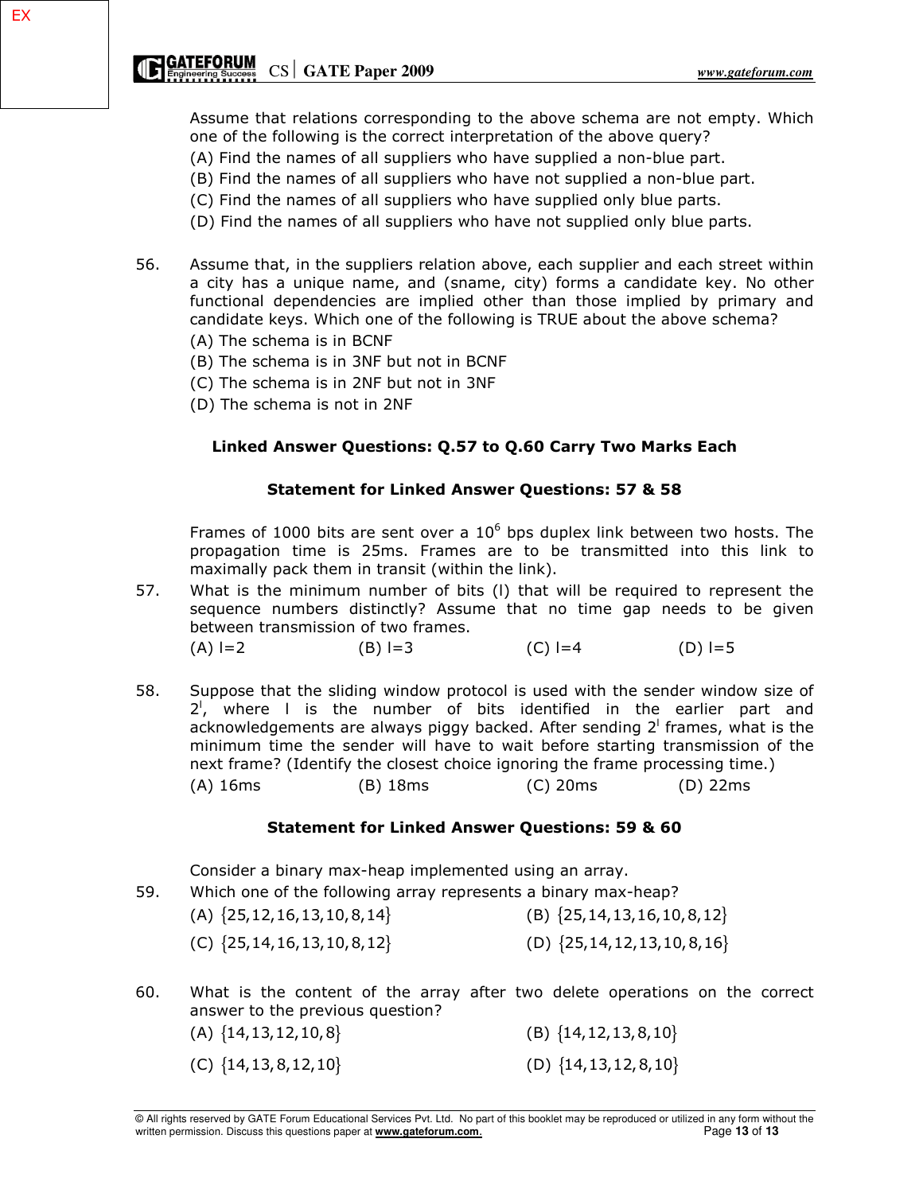Assume that relations corresponding to the above schema are not empty. Which one of the following is the correct interpretation of the above query?

(A) Find the names of all suppliers who have supplied a non-blue part.
(B) Find the names of all suppliers who have not supplied a non-blue part.
(C) Find the names of all suppliers who have supplied only blue parts.
(D) Find the names of all suppliers who have not supplied only blue parts.

56. Assume that, in the suppliers relation above, each supplier and each street within a city has a unique name, and (sname, city) forms a candidate key. No other functional dependencies are implied other than those implied by primary and candidate keys. Which one of the following is TRUE about the above schema?

(A) The schema is in BCNF
(B) The schema is in 3NF but not in BCNF
(C) The schema is in 2NF but not in 3NF
(D) The schema is not in 2NF

**Linked Answer Questions: Q.57 to Q.60 Carry Two Marks Each**

**Statement for Linked Answer Questions: 57 & 58**

Frames of 1000 bits are sent over a $10^6$ bps duplex link between two hosts. The propagation time is 25ms. Frames are to be transmitted into this link to maximally pack them in transit (within the link).

57. What is the minimum number of bits (l) that will be required to represent the sequence numbers distinctly? Assume that no time gap needs to be given between transmission of two frames.

(A) l=2 (B) l=3 (C) l=4 (D) l=5

58. Suppose that the sliding window protocol is used with the sender window size of $2^l$, where l is the number of bits identified in the earlier part and acknowledgements are always piggy backed. After sending $2^l$ frames, what is the minimum time the sender will have to wait before starting transmission of the next frame? (Identify the closest choice ignoring the frame processing time.)

(A) 16ms (B) 18ms (C) 20ms (D) 22ms

**Statement for Linked Answer Questions: 59 & 60**

Consider a binary max-heap implemented using an array.

59. Which one of the following array represents a binary max-heap?

(A) $\{25,12,16,13,10,8,14\}$ (B) $\{25,14,13,16,10,8,12\}$
(C) $\{25,14,16,13,10,8,12\}$ (D) $\{25,14,12,13,10,8,16\}$

60. What is the content of the array after two delete operations on the correct answer to the previous question?

(A) $\{14,13,12,10,8\}$ (B) $\{14,12,13,8,10\}$
(C) $\{14,13,8,12,10\}$ (D) $\{14,13,12,8,10\}$